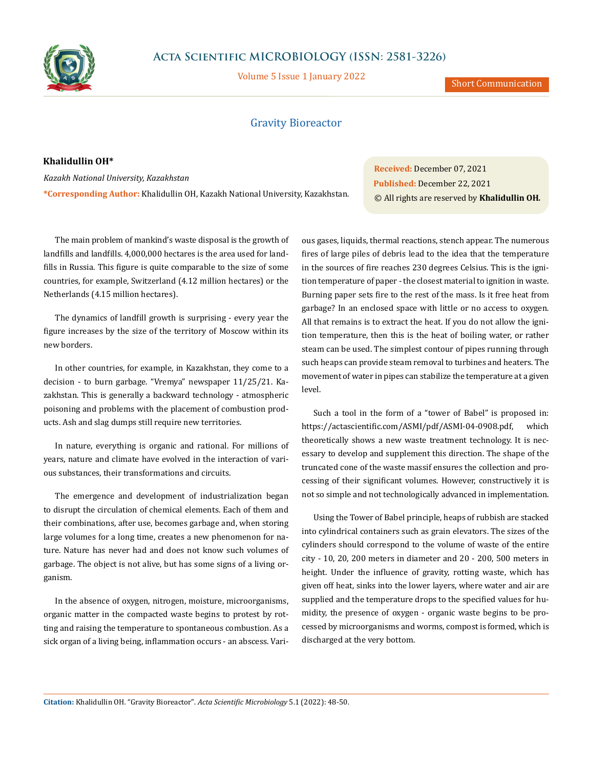# Gravity Bioreactor

**Khalidullin OH***

*Kazakh National University, Kazakhstan*

**\*Corresponding Author:** Khalidullin OH, Kazakh National University, Kazakhstan.

**Received:** December 07, 2021
**Published:** December 22, 2021
© All rights are reserved by **Khalidullin OH.**

The main problem of mankind's waste disposal is the growth of landfills and landfills. 4,000,000 hectares is the area used for landfills in Russia. This figure is quite comparable to the size of some countries, for example, Switzerland (4.12 million hectares) or the Netherlands (4.15 million hectares).

The dynamics of landfill growth is surprising - every year the figure increases by the size of the territory of Moscow within its new borders.

In other countries, for example, in Kazakhstan, they come to a decision - to burn garbage. "Vremya" newspaper 11/25/21. Kazakhstan. This is generally a backward technology - atmospheric poisoning and problems with the placement of combustion products. Ash and slag dumps still require new territories.

In nature, everything is organic and rational. For millions of years, nature and climate have evolved in the interaction of various substances, their transformations and circuits.

The emergence and development of industrialization began to disrupt the circulation of chemical elements. Each of them and their combinations, after use, becomes garbage and, when storing large volumes for a long time, creates a new phenomenon for nature. Nature has never had and does not know such volumes of garbage. The object is not alive, but has some signs of a living organism.

In the absence of oxygen, nitrogen, moisture, microorganisms, organic matter in the compacted waste begins to protest by rotting and raising the temperature to spontaneous combustion. As a sick organ of a living being, inflammation occurs - an abscess. Various gases, liquids, thermal reactions, stench appear. The numerous fires of large piles of debris lead to the idea that the temperature in the sources of fire reaches 230 degrees Celsius. This is the ignition temperature of paper - the closest material to ignition in waste. Burning paper sets fire to the rest of the mass. Is it free heat from garbage? In an enclosed space with little or no access to oxygen. All that remains is to extract the heat. If you do not allow the ignition temperature, then this is the heat of boiling water, or rather steam can be used. The simplest contour of pipes running through such heaps can provide steam removal to turbines and heaters. The movement of water in pipes can stabilize the temperature at a given level.

Such a tool in the form of a "tower of Babel" is proposed in: https://actascientific.com/ASMI/pdf/ASMI-04-0908.pdf, which theoretically shows a new waste treatment technology. It is necessary to develop and supplement this direction. The shape of the truncated cone of the waste massif ensures the collection and processing of their significant volumes. However, constructively it is not so simple and not technologically advanced in implementation.

Using the Tower of Babel principle, heaps of rubbish are stacked into cylindrical containers such as grain elevators. The sizes of the cylinders should correspond to the volume of waste of the entire city - 10, 20, 200 meters in diameter and 20 - 200, 500 meters in height. Under the influence of gravity, rotting waste, which has given off heat, sinks into the lower layers, where water and air are supplied and the temperature drops to the specified values for humidity, the presence of oxygen - organic waste begins to be processed by microorganisms and worms, compost is formed, which is discharged at the very bottom.

**Citation:** Khalidullin OH. "Gravity Bioreactor". *Acta Scientific Microbiology* 5.1 (2022): 48-50.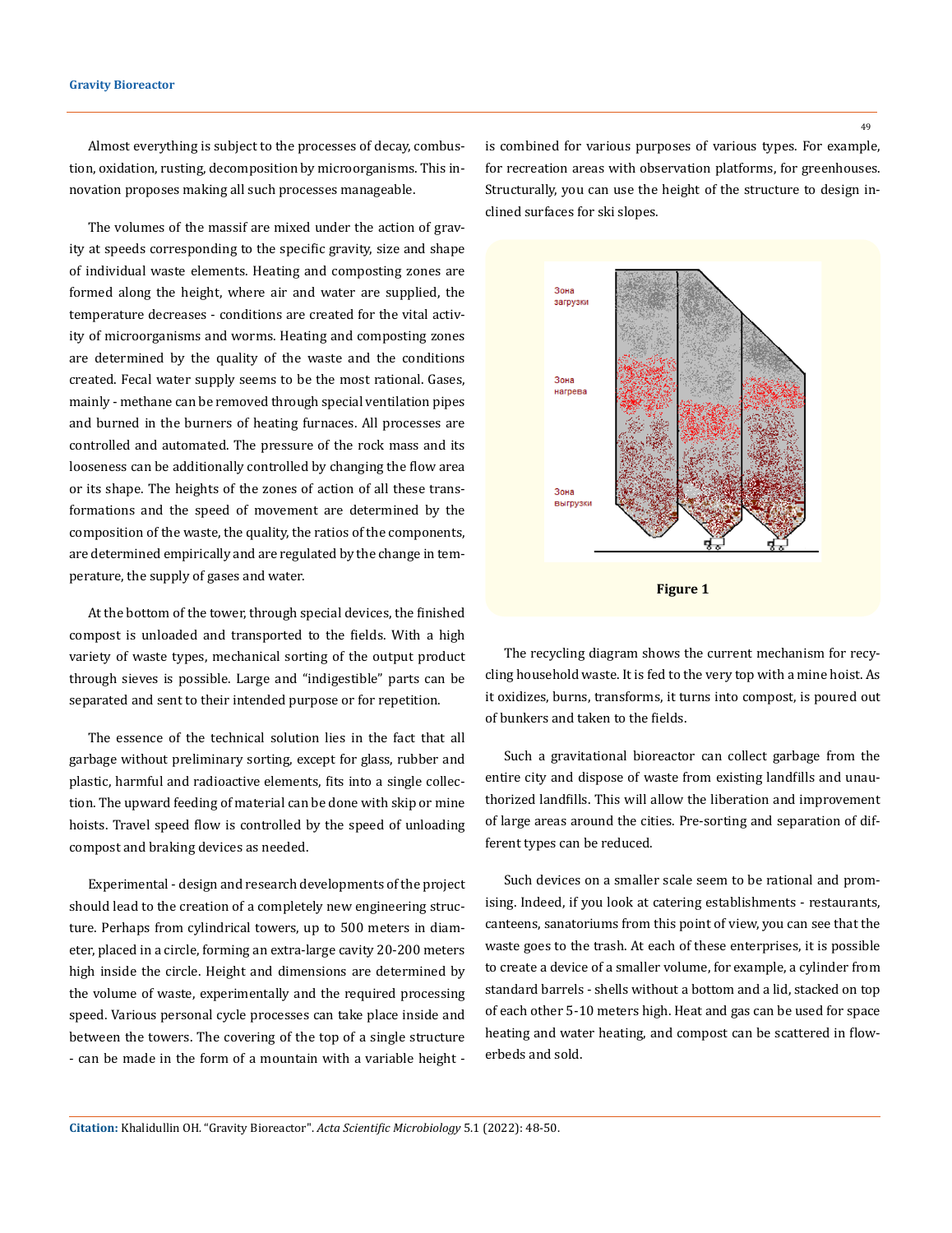Almost everything is subject to the processes of decay, combustion, oxidation, rusting, decomposition by microorganisms. This innovation proposes making all such processes manageable.

The volumes of the massif are mixed under the action of gravity at speeds corresponding to the specific gravity, size and shape of individual waste elements. Heating and composting zones are formed along the height, where air and water are supplied, the temperature decreases - conditions are created for the vital activity of microorganisms and worms. Heating and composting zones are determined by the quality of the waste and the conditions created. Fecal water supply seems to be the most rational. Gases, mainly - methane can be removed through special ventilation pipes and burned in the burners of heating furnaces. All processes are controlled and automated. The pressure of the rock mass and its looseness can be additionally controlled by changing the flow area or its shape. The heights of the zones of action of all these transformations and the speed of movement are determined by the composition of the waste, the quality, the ratios of the components, are determined empirically and are regulated by the change in temperature, the supply of gases and water.

At the bottom of the tower, through special devices, the finished compost is unloaded and transported to the fields. With a high variety of waste types, mechanical sorting of the output product through sieves is possible. Large and "indigestible" parts can be separated and sent to their intended purpose or for repetition.

The essence of the technical solution lies in the fact that all garbage without preliminary sorting, except for glass, rubber and plastic, harmful and radioactive elements, fits into a single collection. The upward feeding of material can be done with skip or mine hoists. Travel speed flow is controlled by the speed of unloading compost and braking devices as needed.

Experimental - design and research developments of the project should lead to the creation of a completely new engineering structure. Perhaps from cylindrical towers, up to 500 meters in diameter, placed in a circle, forming an extra-large cavity 20-200 meters high inside the circle. Height and dimensions are determined by the volume of waste, experimentally and the required processing speed. Various personal cycle processes can take place inside and between the towers. The covering of the top of a single structure - can be made in the form of a mountain with a variable height - is combined for various purposes of various types. For example, for recreation areas with observation platforms, for greenhouses. Structurally, you can use the height of the structure to design inclined surfaces for ski slopes.

Зона загрузки

Зона нагрева

Зона выгрузки

**Figure 1**

The recycling diagram shows the current mechanism for recycling household waste. It is fed to the very top with a mine hoist. As it oxidizes, burns, transforms, it turns into compost, is poured out of bunkers and taken to the fields.

Such a gravitational bioreactor can collect garbage from the entire city and dispose of waste from existing landfills and unauthorized landfills. This will allow the liberation and improvement of large areas around the cities. Pre-sorting and separation of different types can be reduced.

Such devices on a smaller scale seem to be rational and promising. Indeed, if you look at catering establishments - restaurants, canteens, sanatoriums from this point of view, you can see that the waste goes to the trash. At each of these enterprises, it is possible to create a device of a smaller volume, for example, a cylinder from standard barrels - shells without a bottom and a lid, stacked on top of each other 5-10 meters high. Heat and gas can be used for space heating and water heating, and compost can be scattered in flowerbeds and sold.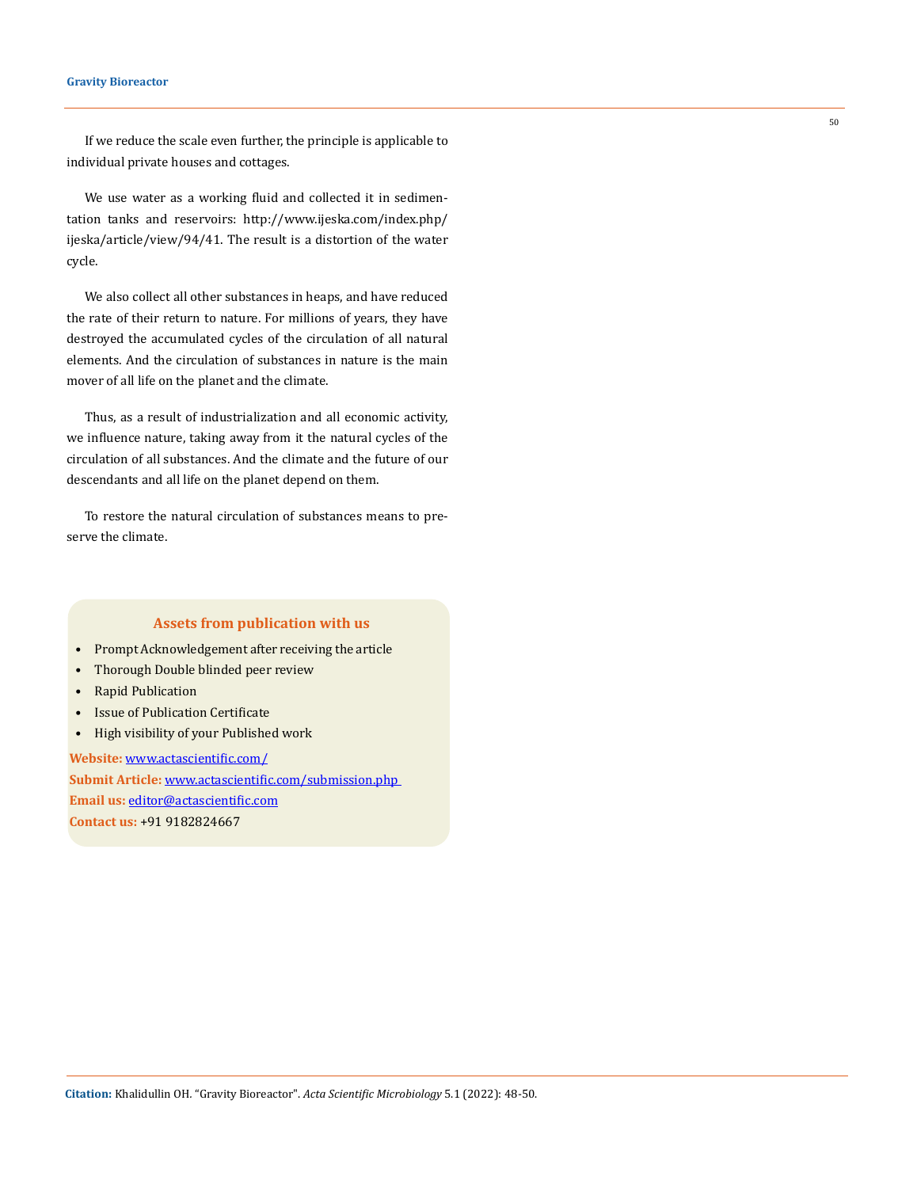If we reduce the scale even further, the principle is applicable to individual private houses and cottages.

We use water as a working fluid and collected it in sedimentation tanks and reservoirs: http://www.ijeska.com/index.php/ijeska/article/view/94/41. The result is a distortion of the water cycle.

We also collect all other substances in heaps, and have reduced the rate of their return to nature. For millions of years, they have destroyed the accumulated cycles of the circulation of all natural elements. And the circulation of substances in nature is the main mover of all life on the planet and the climate.

Thus, as a result of industrialization and all economic activity, we influence nature, taking away from it the natural cycles of the circulation of all substances. And the climate and the future of our descendants and all life on the planet depend on them.

To restore the natural circulation of substances means to preserve the climate.

**Assets from publication with us**

- Prompt Acknowledgement after receiving the article
- Thorough Double blinded peer review
- Rapid Publication
- Issue of Publication Certificate
- High visibility of your Published work

**Website:** www.actascientific.com/
**Submit Article:** www.actascientific.com/submission.php
**Email us:** editor@actascientific.com
**Contact us:** +91 9182824667